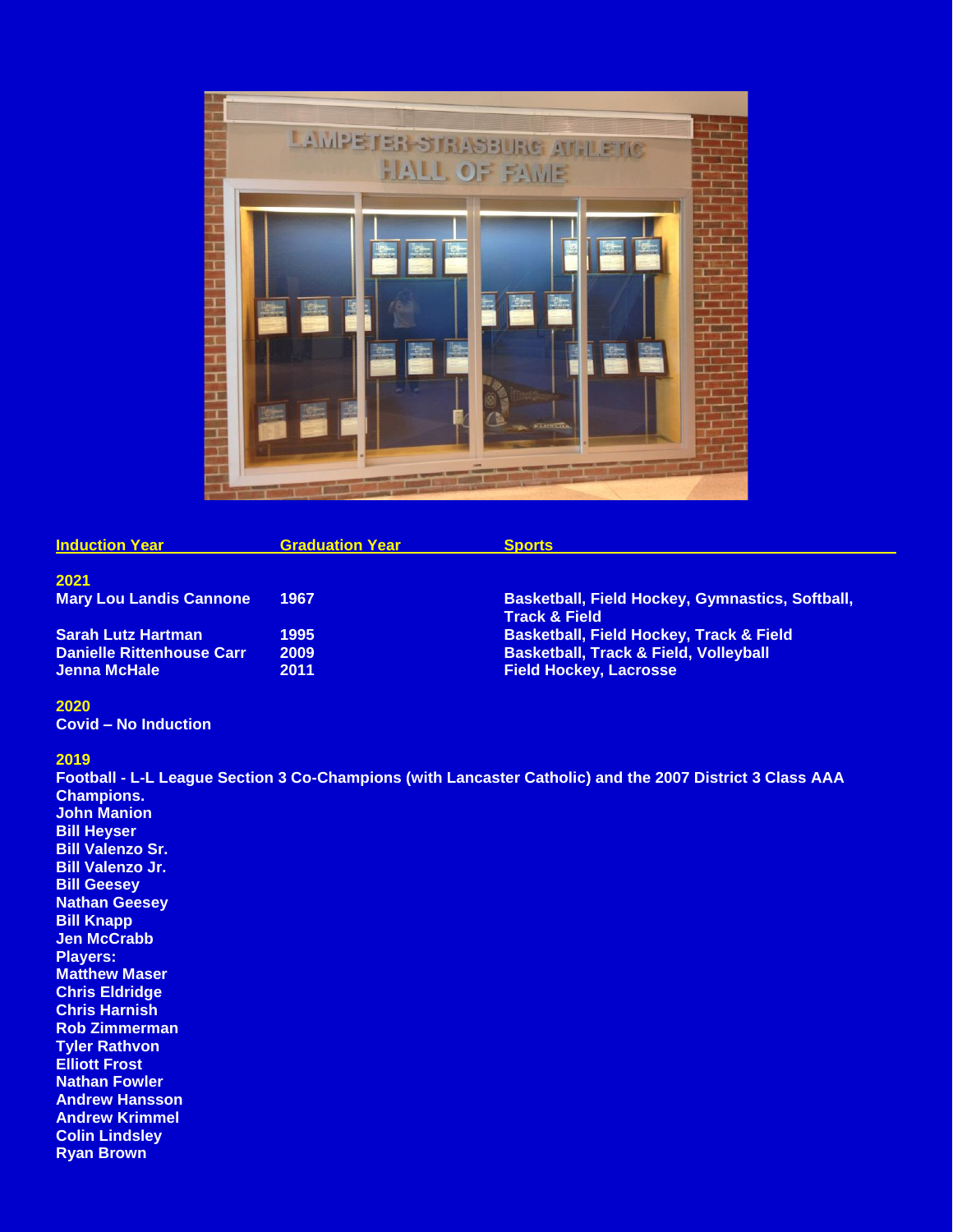| Induction Year | Graduation Year | Sports |
|---|---|---|
| **2021** | | |
| Mary Lou Landis Cannone | 1967 | Basketball, Field Hockey, Gymnastics, Softball, Track & Field |
| Sarah Lutz Hartman | 1995 | Basketball, Field Hockey, Track & Field |
| Danielle Rittenhouse Carr | 2009 | Basketball, Track & Field, Volleyball |
| Jenna McHale | 2011 | Field Hockey, Lacrosse |

**2020**

Covid – No Induction

**2019**

Football - L-L League Section 3 Co-Champions (with Lancaster Catholic) and the 2007 District 3 Class AAA Champions.

John Manion
Bill Heyser
Bill Valenzo Sr.
Bill Valenzo Jr.
Bill Geesey
Nathan Geesey
Bill Knapp
Jen McCrabb

Players:

Matthew Maser
Chris Eldridge
Chris Harnish
Rob Zimmerman
Tyler Rathvon
Elliott Frost
Nathan Fowler
Andrew Hansson
Andrew Krimmel
Colin Lindsley
Ryan Brown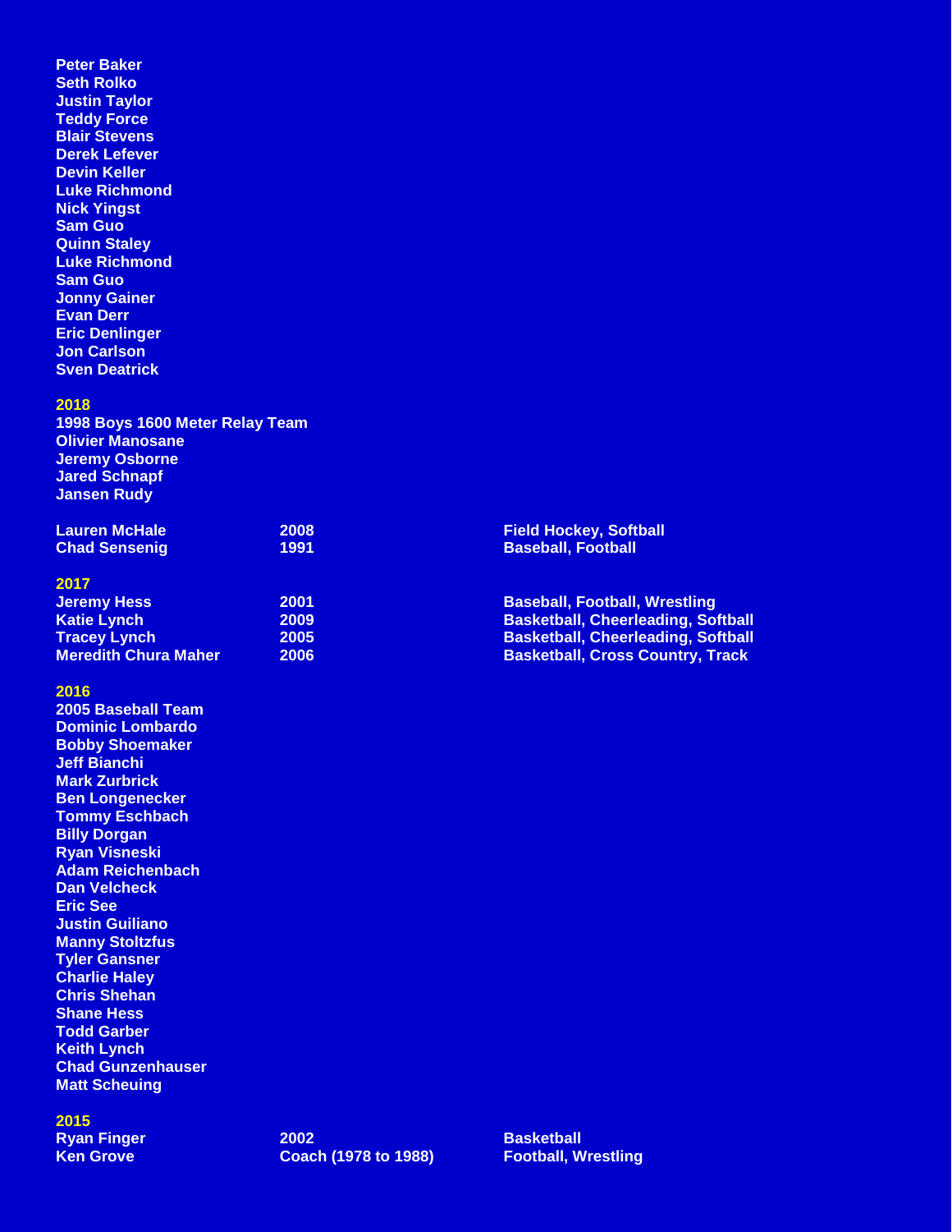Peter Baker
Seth Rolko
Justin Taylor
Teddy Force
Blair Stevens
Derek Lefever
Devin Keller
Luke Richmond
Nick Yingst
Sam Guo
Quinn Staley
Luke Richmond
Sam Guo
Jonny Gainer
Evan Derr
Eric Denlinger
Jon Carlson
Sven Deatrick

## 2018

1998 Boys 1600 Meter Relay Team
Olivier Manosane
Jeremy Osborne
Jared Schnapf
Jansen Rudy

| | | |
|---|---|---|
| Lauren McHale | 2008 | Field Hockey, Softball |
| Chad Sensenig | 1991 | Baseball, Football |

## 2017

| | | |
|---|---|---|
| Jeremy Hess | 2001 | Baseball, Football, Wrestling |
| Katie Lynch | 2009 | Basketball, Cheerleading, Softball |
| Tracey Lynch | 2005 | Basketball, Cheerleading, Softball |
| Meredith Chura Maher | 2006 | Basketball, Cross Country, Track |

## 2016

2005 Baseball Team
Dominic Lombardo
Bobby Shoemaker
Jeff Bianchi
Mark Zurbrick
Ben Longenecker
Tommy Eschbach
Billy Dorgan
Ryan Visneski
Adam Reichenbach
Dan Velcheck
Eric See
Justin Guiliano
Manny Stoltzfus
Tyler Gansner
Charlie Haley
Chris Shehan
Shane Hess
Todd Garber
Keith Lynch
Chad Gunzenhauser
Matt Scheuing

## 2015

| | | |
|---|---|---|
| Ryan Finger | 2002 | Basketball |
| Ken Grove | Coach (1978 to 1988) | Football, Wrestling |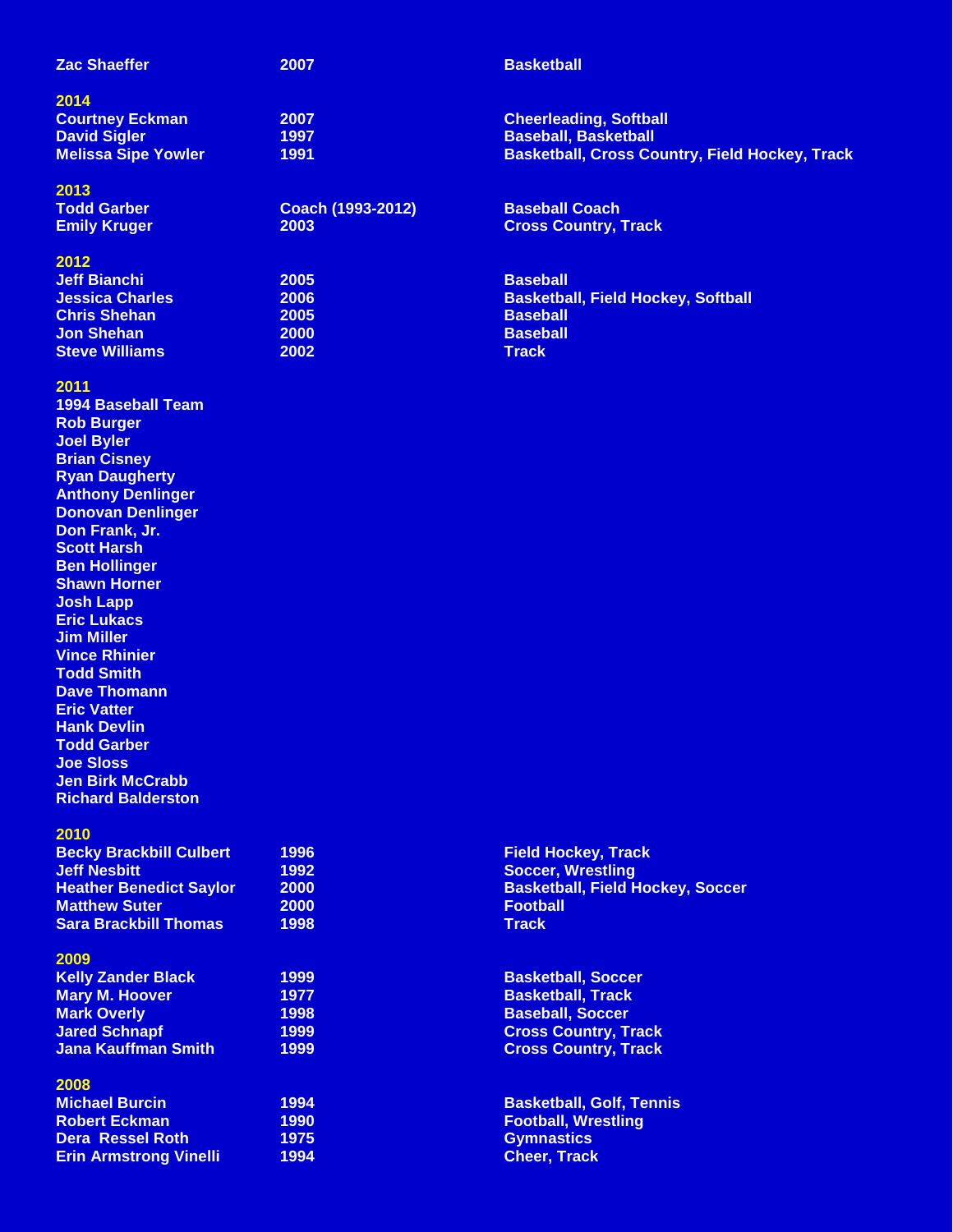| | | |
|---|---|---|
| Zac Shaeffer | 2007 | Basketball |

## 2014

| | | |
|---|---|---|
| Courtney Eckman | 2007 | Cheerleading, Softball |
| David Sigler | 1997 | Baseball, Basketball |
| Melissa Sipe Yowler | 1991 | Basketball, Cross Country, Field Hockey, Track |

## 2013

| | | |
|---|---|---|
| Todd Garber | Coach (1993-2012) | Baseball Coach |
| Emily Kruger | 2003 | Cross Country, Track |

## 2012

| | | |
|---|---|---|
| Jeff Bianchi | 2005 | Baseball |
| Jessica Charles | 2006 | Basketball, Field Hockey, Softball |
| Chris Shehan | 2005 | Baseball |
| Jon Shehan | 2000 | Baseball |
| Steve Williams | 2002 | Track |

## 2011

**1994 Baseball Team**

Rob Burger
Joel Byler
Brian Cisney
Ryan Daugherty
Anthony Denlinger
Donovan Denlinger
Don Frank, Jr.
Scott Harsh
Ben Hollinger
Shawn Horner
Josh Lapp
Eric Lukacs
Jim Miller
Vince Rhinier
Todd Smith
Dave Thomann
Eric Vatter
Hank Devlin
Todd Garber
Joe Sloss
Jen Birk McCrabb
Richard Balderston

## 2010

| | | |
|---|---|---|
| Becky Brackbill Culbert | 1996 | Field Hockey, Track |
| Jeff Nesbitt | 1992 | Soccer, Wrestling |
| Heather Benedict Saylor | 2000 | Basketball, Field Hockey, Soccer |
| Matthew Suter | 2000 | Football |
| Sara Brackbill Thomas | 1998 | Track |

## 2009

| | | |
|---|---|---|
| Kelly Zander Black | 1999 | Basketball, Soccer |
| Mary M. Hoover | 1977 | Basketball, Track |
| Mark Overly | 1998 | Baseball, Soccer |
| Jared Schnapf | 1999 | Cross Country, Track |
| Jana Kauffman Smith | 1999 | Cross Country, Track |

## 2008

| | | |
|---|---|---|
| Michael Burcin | 1994 | Basketball, Golf, Tennis |
| Robert Eckman | 1990 | Football, Wrestling |
| Dera Ressel Roth | 1975 | Gymnastics |
| Erin Armstrong Vinelli | 1994 | Cheer, Track |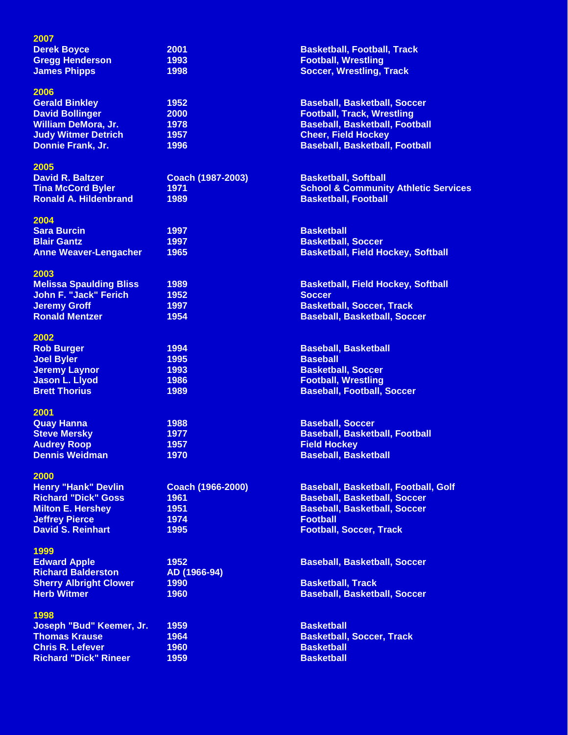## 2007

| | | |
|---|---|---|
| Derek Boyce | 2001 | Basketball, Football, Track |
| Gregg Henderson | 1993 | Football, Wrestling |
| James Phipps | 1998 | Soccer, Wrestling, Track |

## 2006

| | | |
|---|---|---|
| Gerald Binkley | 1952 | Baseball, Basketball, Soccer |
| David Bollinger | 2000 | Football, Track, Wrestling |
| William DeMora, Jr. | 1978 | Baseball, Basketball, Football |
| Judy Witmer Detrich | 1957 | Cheer, Field Hockey |
| Donnie Frank, Jr. | 1996 | Baseball, Basketball, Football |

## 2005

| | | |
|---|---|---|
| David R. Baltzer | Coach (1987-2003) | Basketball, Softball |
| Tina McCord Byler | 1971 | School & Community Athletic Services |
| Ronald A. Hildenbrand | 1989 | Basketball, Football |

## 2004

| | | |
|---|---|---|
| Sara Burcin | 1997 | Basketball |
| Blair Gantz | 1997 | Basketball, Soccer |
| Anne Weaver-Lengacher | 1965 | Basketball, Field Hockey, Softball |

## 2003

| | | |
|---|---|---|
| Melissa Spaulding Bliss | 1989 | Basketball, Field Hockey, Softball |
| John F. "Jack" Ferich | 1952 | Soccer |
| Jeremy Groff | 1997 | Basketball, Soccer, Track |
| Ronald Mentzer | 1954 | Baseball, Basketball, Soccer |

## 2002

| | | |
|---|---|---|
| Rob Burger | 1994 | Baseball, Basketball |
| Joel Byler | 1995 | Baseball |
| Jeremy Laynor | 1993 | Basketball, Soccer |
| Jason L. Llyod | 1986 | Football, Wrestling |
| Brett Thorius | 1989 | Baseball, Football, Soccer |

## 2001

| | | |
|---|---|---|
| Quay Hanna | 1988 | Baseball, Soccer |
| Steve Mersky | 1977 | Baseball, Basketball, Football |
| Audrey Roop | 1957 | Field Hockey |
| Dennis Weidman | 1970 | Baseball, Basketball |

## 2000

| | | |
|---|---|---|
| Henry "Hank" Devlin | Coach (1966-2000) | Baseball, Basketball, Football, Golf |
| Richard "Dick" Goss | 1961 | Baseball, Basketball, Soccer |
| Milton E. Hershey | 1951 | Baseball, Basketball, Soccer |
| Jeffrey Pierce | 1974 | Football |
| David S. Reinhart | 1995 | Football, Soccer, Track |

## 1999

| | | |
|---|---|---|
| Edward Apple | 1952 | Baseball, Basketball, Soccer |
| Richard Balderston | AD (1966-94) | |
| Sherry Albright Clower | 1990 | Basketball, Track |
| Herb Witmer | 1960 | Baseball, Basketball, Soccer |

## 1998

| | | |
|---|---|---|
| Joseph "Bud" Keemer, Jr. | 1959 | Basketball |
| Thomas Krause | 1964 | Basketball, Soccer, Track |
| Chris R. Lefever | 1960 | Basketball |
| Richard "Dick" Rineer | 1959 | Basketball |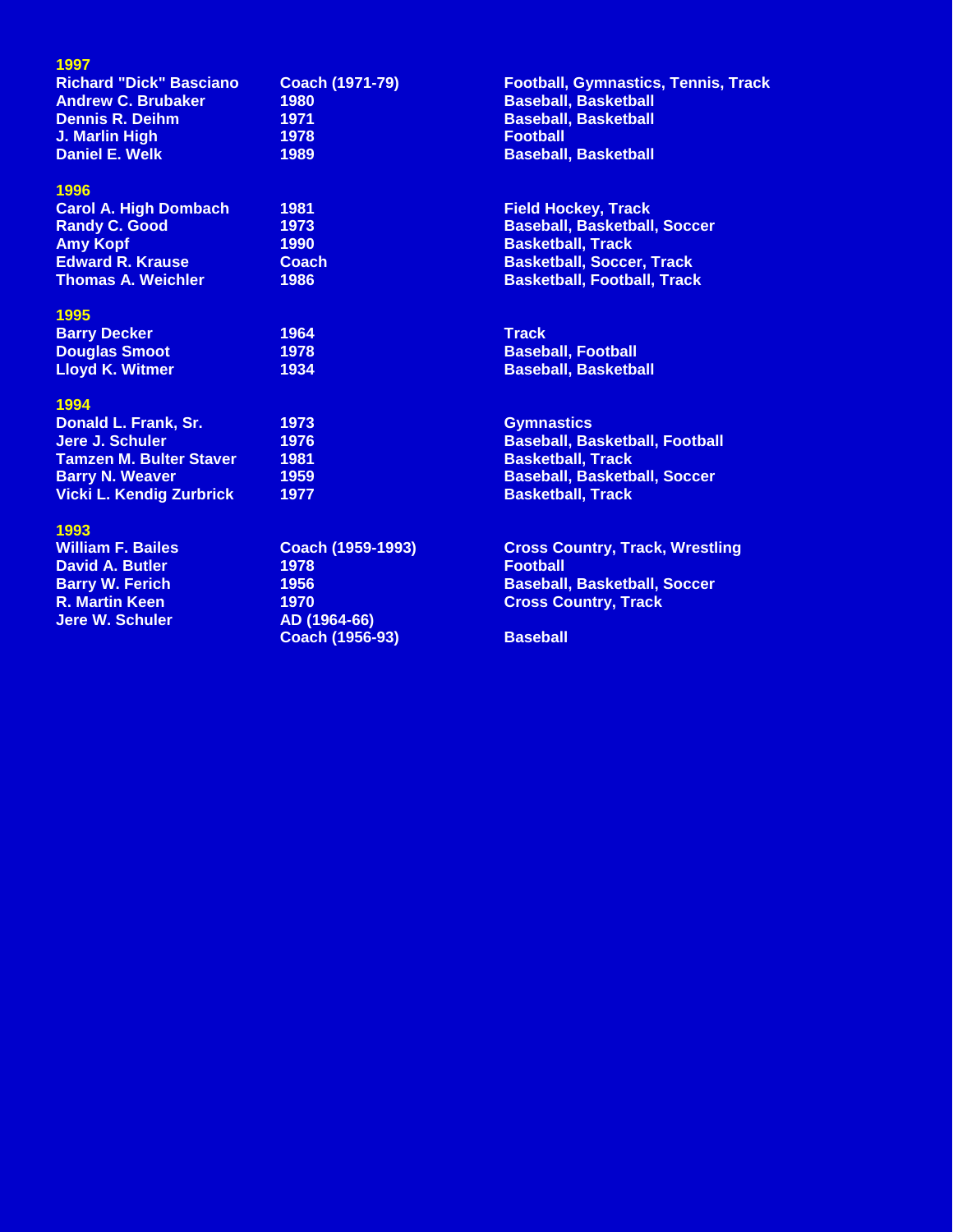### 1997

| | | |
|---|---|---|
| Richard "Dick" Basciano | Coach (1971-79) | Football, Gymnastics, Tennis, Track |
| Andrew C. Brubaker | 1980 | Baseball, Basketball |
| Dennis R. Deihm | 1971 | Baseball, Basketball |
| J. Marlin High | 1978 | Football |
| Daniel E. Welk | 1989 | Baseball, Basketball |

### 1996

| | | |
|---|---|---|
| Carol A. High Dombach | 1981 | Field Hockey, Track |
| Randy C. Good | 1973 | Baseball, Basketball, Soccer |
| Amy Kopf | 1990 | Basketball, Track |
| Edward R. Krause | Coach | Basketball, Soccer, Track |
| Thomas A. Weichler | 1986 | Basketball, Football, Track |

### 1995

| | | |
|---|---|---|
| Barry Decker | 1964 | Track |
| Douglas Smoot | 1978 | Baseball, Football |
| Lloyd K. Witmer | 1934 | Baseball, Basketball |

### 1994

| | | |
|---|---|---|
| Donald L. Frank, Sr. | 1973 | Gymnastics |
| Jere J. Schuler | 1976 | Baseball, Basketball, Football |
| Tamzen M. Bulter Staver | 1981 | Basketball, Track |
| Barry N. Weaver | 1959 | Baseball, Basketball, Soccer |
| Vicki L. Kendig Zurbrick | 1977 | Basketball, Track |

### 1993

| | | |
|---|---|---|
| William F. Bailes | Coach (1959-1993) | Cross Country, Track, Wrestling |
| David A. Butler | 1978 | Football |
| Barry W. Ferich | 1956 | Baseball, Basketball, Soccer |
| R. Martin Keen | 1970 | Cross Country, Track |
| Jere W. Schuler | AD (1964-66)<br>Coach (1956-93) | Baseball |